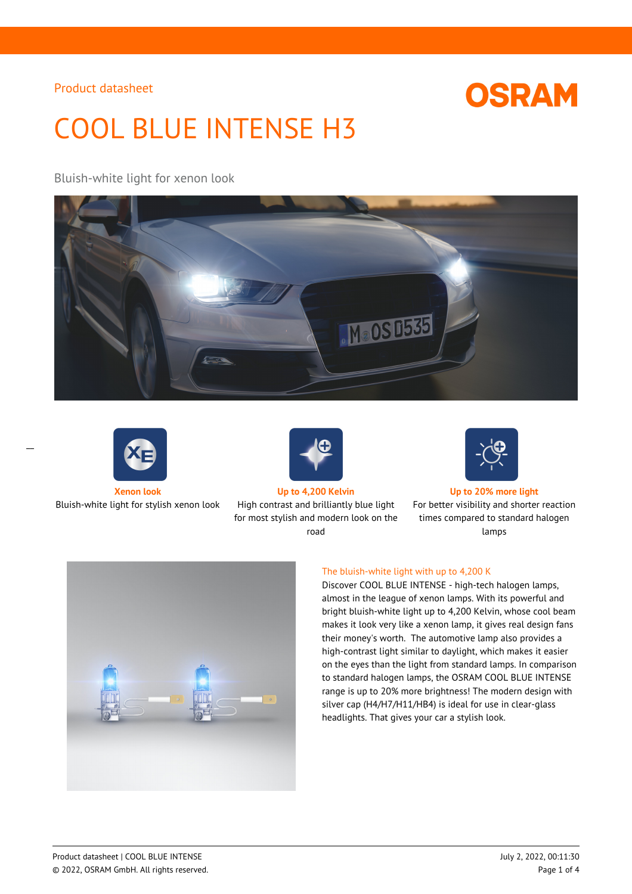Product datasheet

OSRAM

# COOL BLUE INTENSE H3

Bluish-white light for xenon look

**Xenon look**
Bluish-white light for stylish xenon look

**Up to 4,200 Kelvin**
High contrast and brilliantly blue light for most stylish and modern look on the road

**Up to 20% more light**
For better visibility and shorter reaction times compared to standard halogen lamps

## The bluish-white light with up to 4,200 K

Discover COOL BLUE INTENSE - high-tech halogen lamps, almost in the league of xenon lamps. With its powerful and bright bluish-white light up to 4,200 Kelvin, whose cool beam makes it look very like a xenon lamp, it gives real design fans their money's worth. The automotive lamp also provides a high-contrast light similar to daylight, which makes it easier on the eyes than the light from standard lamps. In comparison to standard halogen lamps, the OSRAM COOL BLUE INTENSE range is up to 20% more brightness! The modern design with silver cap (H4/H7/H11/HB4) is ideal for use in clear-glass headlights. That gives your car a stylish look.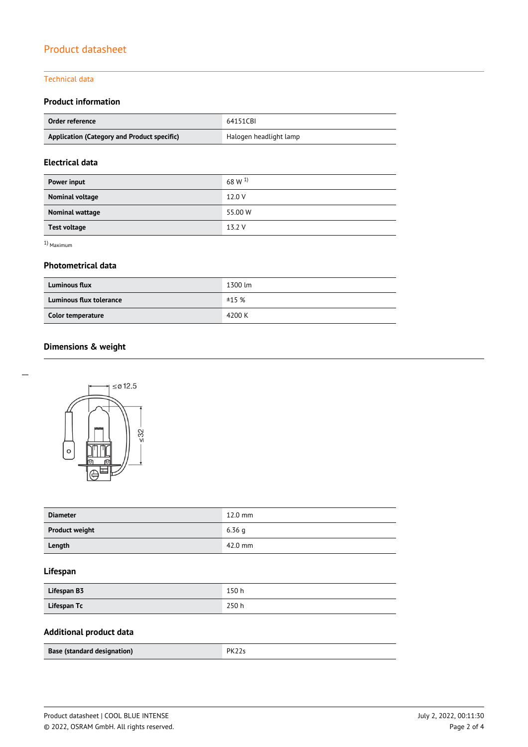# Product datasheet

## Technical data

### Product information

| Order reference | 64151CBI |
|---|---|
| Application (Category and Product specific) | Halogen headlight lamp |

### Electrical data

| Power input | 68 W [1] |
|---|---|
| Nominal voltage | 12.0 V |
| Nominal wattage | 55.00 W |
| Test voltage | 13.2 V |

[1] Maximum

### Photometrical data

| Luminous flux | 1300 lm |
|---|---|
| Luminous flux tolerance | ±15 % |
| Color temperature | 4200 K |

### Dimensions & weight

≤ø 12.5

≤32

| Diameter | 12.0 mm |
|---|---|
| Product weight | 6.36 g |
| Length | 42.0 mm |

### Lifespan

| Lifespan B3 | 150 h |
|---|---|
| Lifespan Tc | 250 h |

### Additional product data

| Base (standard designation) | PK22s |
|---|---|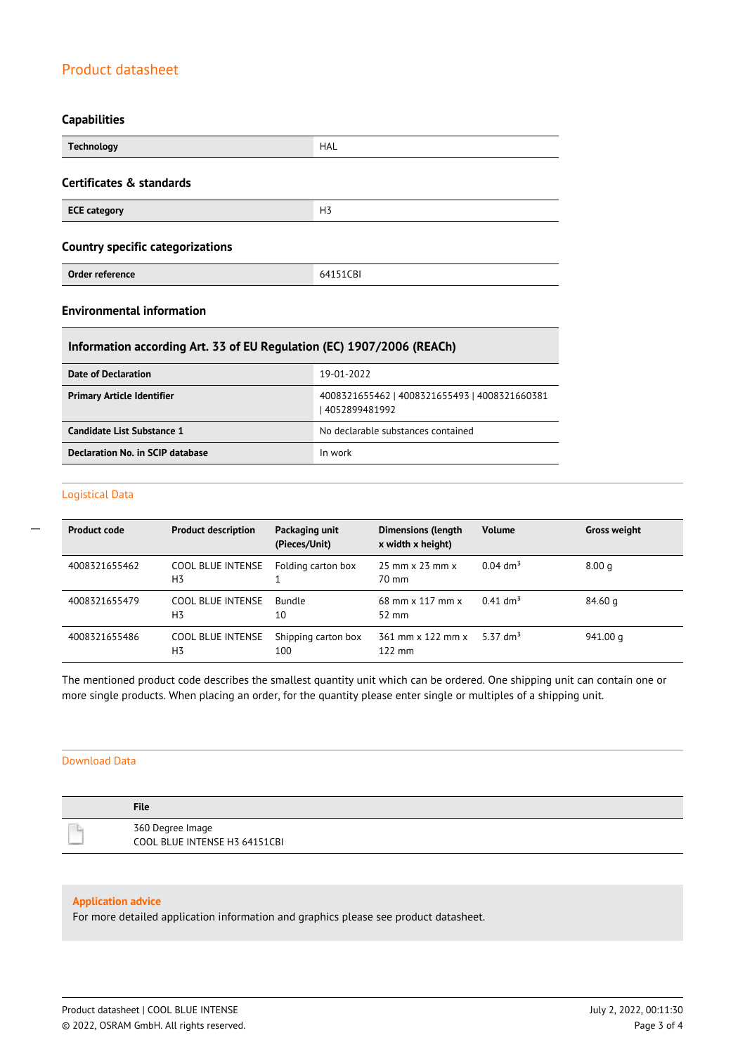# Product datasheet

## Capabilities

| Technology | HAL |
|---|---|

## Certificates & standards

| ECE category | H3 |
|---|---|

## Country specific categorizations

| Order reference | 64151CBI |
|---|---|

## Environmental information

| Information according Art. 33 of EU Regulation (EC) 1907/2006 (REACh) | |
|---|---|
| Date of Declaration | 19-01-2022 |
| Primary Article Identifier | 4008321655462 \| 4008321655493 \| 4008321660381 \| 4052899481992 |
| Candidate List Substance 1 | No declarable substances contained |
| Declaration No. in SCIP database | In work |

## Logistical Data

| Product code | Product description | Packaging unit (Pieces/Unit) | Dimensions (length x width x height) | Volume | Gross weight |
|---|---|---|---|---|---|
| 4008321655462 | COOL BLUE INTENSE H3 | Folding carton box 1 | 25 mm x 23 mm x 70 mm | 0.04 $dm^3$ | 8.00 g |
| 4008321655479 | COOL BLUE INTENSE H3 | Bundle 10 | 68 mm x 117 mm x 52 mm | 0.41 $dm^3$ | 84.60 g |
| 4008321655486 | COOL BLUE INTENSE H3 | Shipping carton box 100 | 361 mm x 122 mm x 122 mm | 5.37 $dm^3$ | 941.00 g |

The mentioned product code describes the smallest quantity unit which can be ordered. One shipping unit can contain one or more single products. When placing an order, for the quantity please enter single or multiples of a shipping unit.

## Download Data

| | File |
|---|---|
| | 360 Degree Image<br>COOL BLUE INTENSE H3 64151CBI |

**Application advice**

For more detailed application information and graphics please see product datasheet.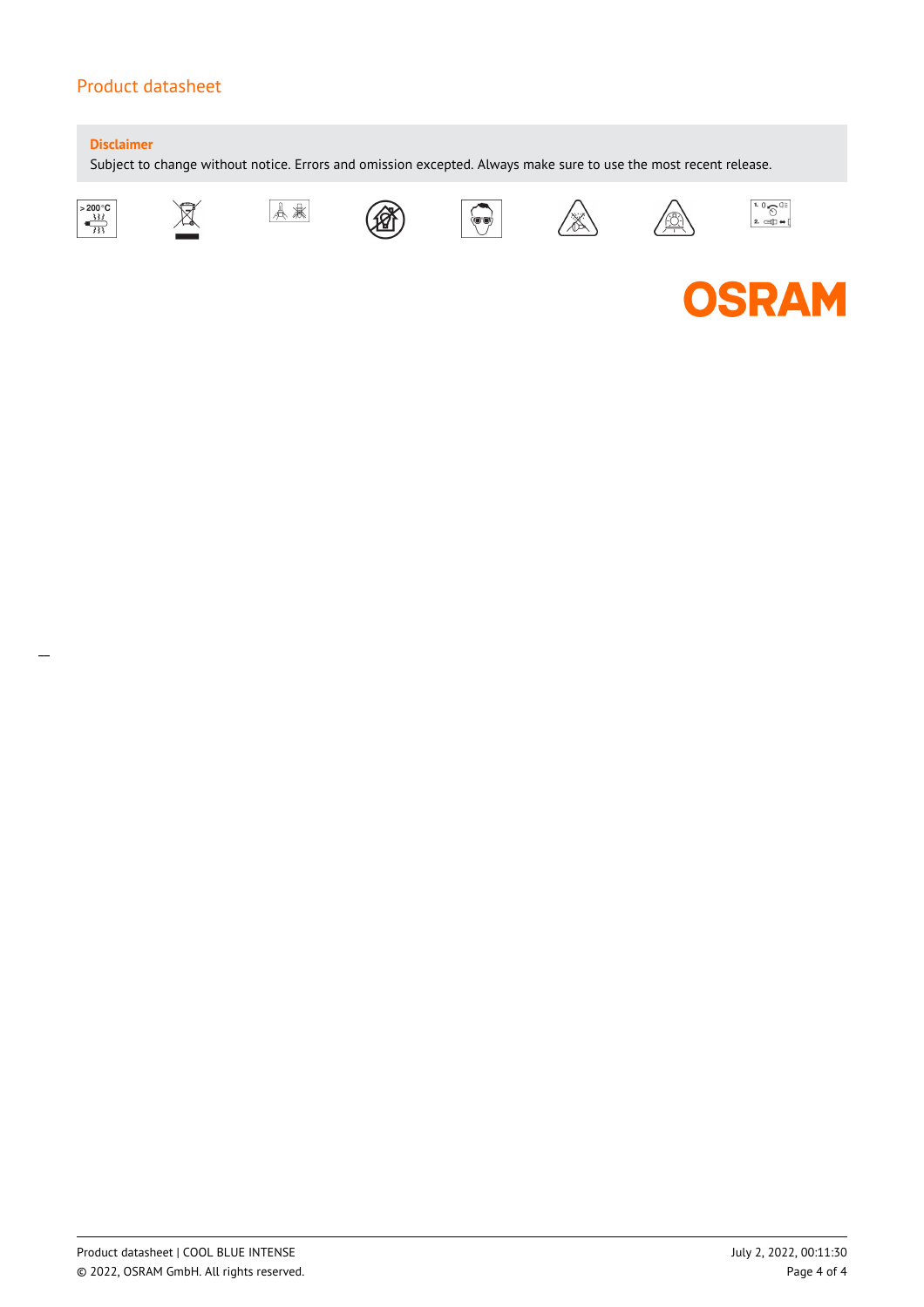**Disclaimer**

Subject to change without notice. Errors and omission excepted. Always make sure to use the most recent release.

> 200°C

OSRAM